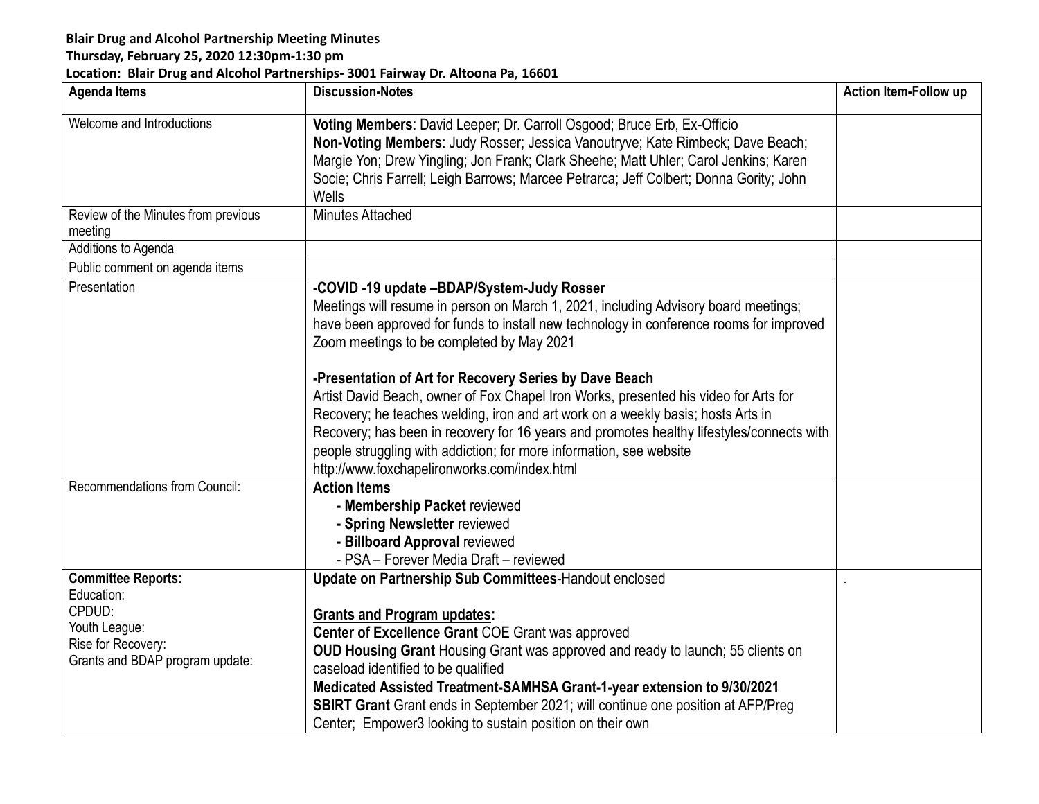**Blair Drug and Alcohol Partnership Meeting Minutes**
**Thursday, February 25, 2020 12:30pm-1:30 pm**
**Location: Blair Drug and Alcohol Partnerships- 3001 Fairway Dr. Altoona Pa, 16601**

| Agenda Items | Discussion-Notes | Action Item-Follow up |
|---|---|---|
| Welcome and Introductions | **Voting Members**: David Leeper; Dr. Carroll Osgood; Bruce Erb, Ex-Officio<br>**Non-Voting Members**: Judy Rosser; Jessica Vanoutryve; Kate Rimbeck; Dave Beach; Margie Yon; Drew Yingling; Jon Frank; Clark Sheehe; Matt Uhler; Carol Jenkins; Karen Socie; Chris Farrell; Leigh Barrows; Marcee Petrarca; Jeff Colbert; Donna Gority; John Wells | |
| Review of the Minutes from previous meeting | Minutes Attached | |
| Additions to Agenda | | |
| Public comment on agenda items | | |
| Presentation | **-COVID -19 update –BDAP/System-Judy Rosser**<br>Meetings will resume in person on March 1, 2021, including Advisory board meetings; have been approved for funds to install new technology in conference rooms for improved Zoom meetings to be completed by May 2021<br><br>**-Presentation of Art for Recovery Series by Dave Beach**<br>Artist David Beach, owner of Fox Chapel Iron Works, presented his video for Arts for Recovery; he teaches welding, iron and art work on a weekly basis; hosts Arts in Recovery; has been in recovery for 16 years and promotes healthy lifestyles/connects with people struggling with addiction; for more information, see website http://www.foxchapelironworks.com/index.html | |
| Recommendations from Council: | **Action Items**<br>**- Membership Packet** reviewed<br>**- Spring Newsletter** reviewed<br>**- Billboard Approval** reviewed<br>- PSA – Forever Media Draft – reviewed | |
| **Committee Reports:**<br>Education:<br>CPDUD:<br>Youth League:<br>Rise for Recovery:<br>Grants and BDAP program update: | <u>**Update on Partnership Sub Committees**</u>-Handout enclosed<br><br><u>**Grants and Program updates:**</u><br>**Center of Excellence Grant** COE Grant was approved<br>**OUD Housing Grant** Housing Grant was approved and ready to launch; 55 clients on caseload identified to be qualified<br>**Medicated Assisted Treatment-SAMHSA Grant-1-year extension to 9/30/2021**<br>**SBIRT Grant** Grant ends in September 2021; will continue one position at AFP/Preg Center; Empower3 looking to sustain position on their own | . |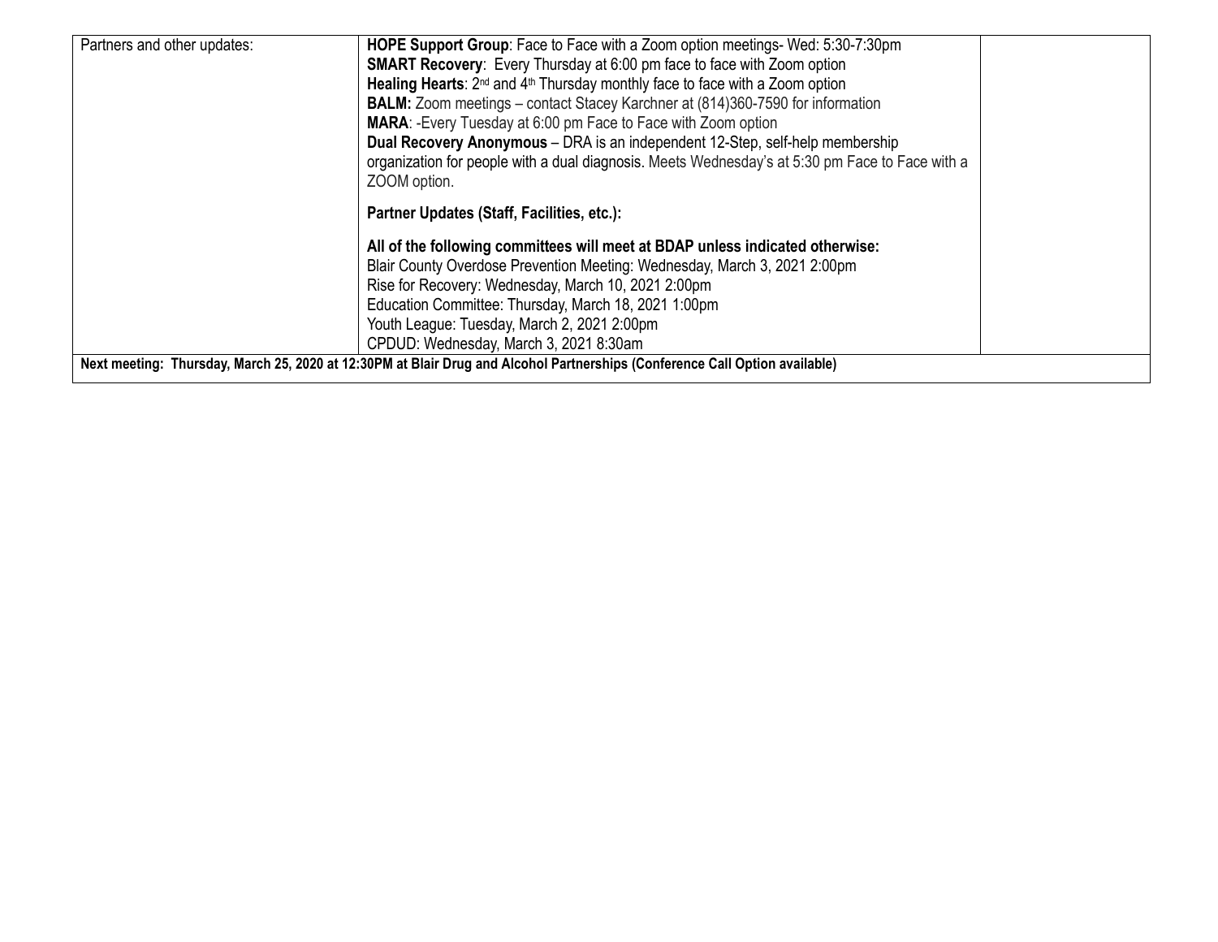| | | |
|---|---|---|
| Partners and other updates: | **HOPE Support Group**: Face to Face with a Zoom option meetings- Wed: 5:30-7:30pm<br>**SMART Recovery**: Every Thursday at 6:00 pm face to face with Zoom option<br>**Healing Hearts**: 2nd and 4th Thursday monthly face to face with a Zoom option<br>**BALM:** Zoom meetings – contact Stacey Karchner at (814)360-7590 for information<br>**MARA**: -Every Tuesday at 6:00 pm Face to Face with Zoom option<br>**Dual Recovery Anonymous** – DRA is an independent 12-Step, self-help membership organization for people with a dual diagnosis. Meets Wednesday's at 5:30 pm Face to Face with a ZOOM option.<br><br>**Partner Updates (Staff, Facilities, etc.):**<br><br>**All of the following committees will meet at BDAP unless indicated otherwise:**<br>Blair County Overdose Prevention Meeting: Wednesday, March 3, 2021 2:00pm<br>Rise for Recovery: Wednesday, March 10, 2021 2:00pm<br>Education Committee: Thursday, March 18, 2021 1:00pm<br>Youth League: Tuesday, March 2, 2021 2:00pm<br>CPDUD: Wednesday, March 3, 2021 8:30am | |
| **Next meeting: Thursday, March 25, 2020 at 12:30PM at Blair Drug and Alcohol Partnerships (Conference Call Option available)** | | |